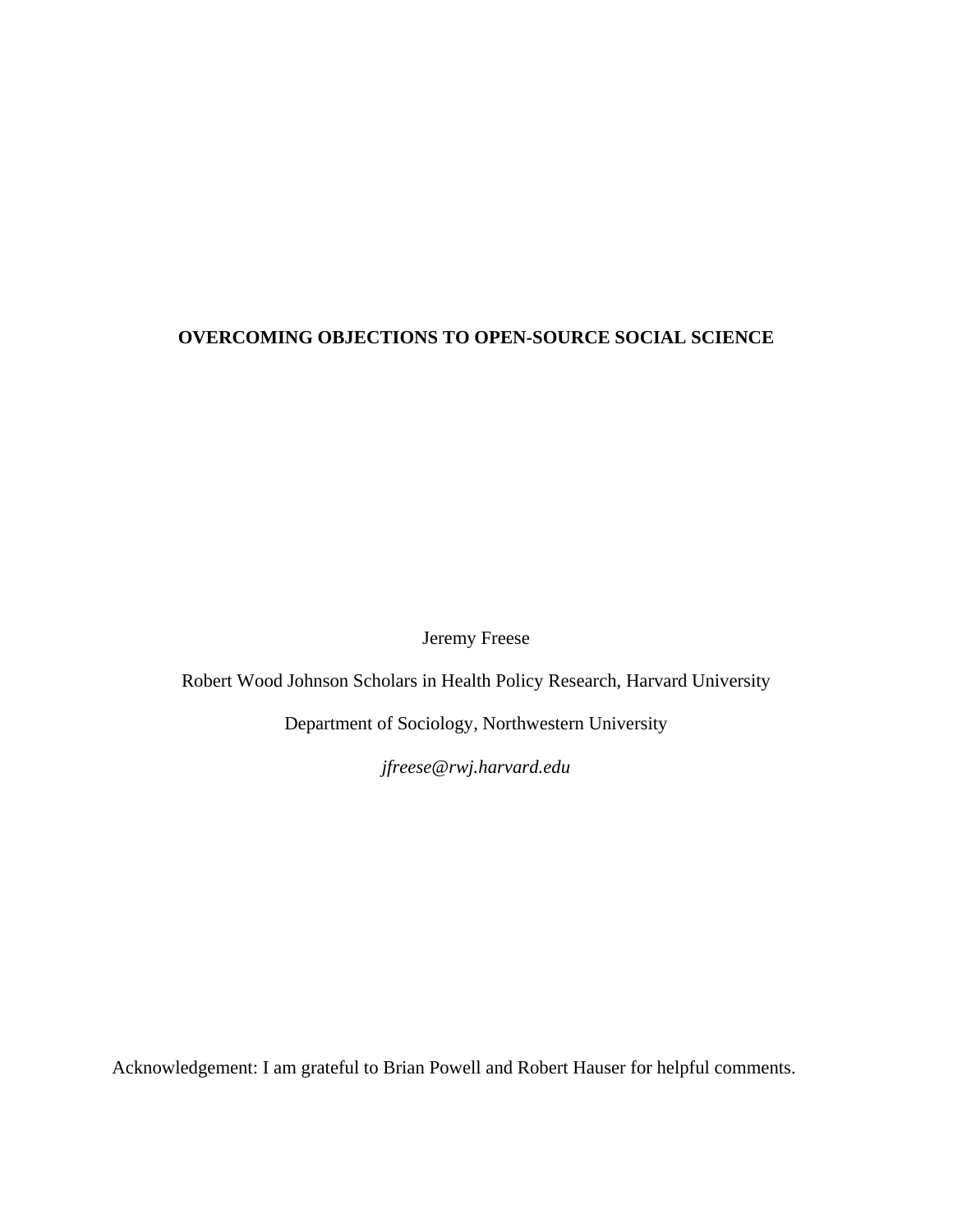# OVERCOMING OBJECTIONS TO OPEN-SOURCE SOCIAL SCIENCE

Jeremy Freese

Robert Wood Johnson Scholars in Health Policy Research, Harvard University

Department of Sociology, Northwestern University

*jfreese@rwj.harvard.edu*

Acknowledgement: I am grateful to Brian Powell and Robert Hauser for helpful comments.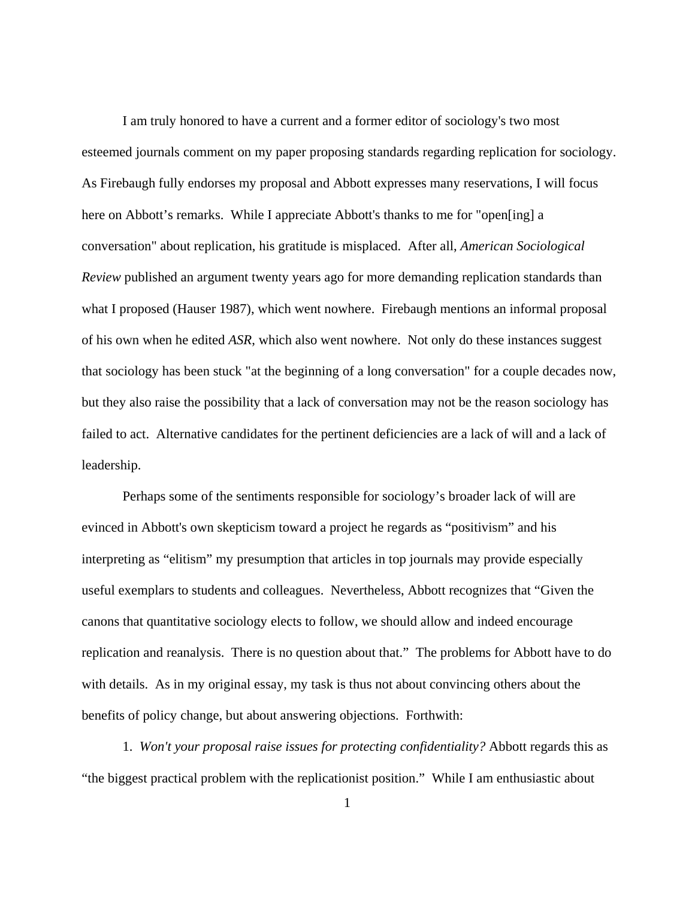I am truly honored to have a current and a former editor of sociology's two most esteemed journals comment on my paper proposing standards regarding replication for sociology. As Firebaugh fully endorses my proposal and Abbott expresses many reservations, I will focus here on Abbott's remarks. While I appreciate Abbott's thanks to me for "open[ing] a conversation" about replication, his gratitude is misplaced. After all, *American Sociological Review* published an argument twenty years ago for more demanding replication standards than what I proposed (Hauser 1987), which went nowhere. Firebaugh mentions an informal proposal of his own when he edited *ASR*, which also went nowhere. Not only do these instances suggest that sociology has been stuck "at the beginning of a long conversation" for a couple decades now, but they also raise the possibility that a lack of conversation may not be the reason sociology has failed to act. Alternative candidates for the pertinent deficiencies are a lack of will and a lack of leadership.

Perhaps some of the sentiments responsible for sociology's broader lack of will are evinced in Abbott's own skepticism toward a project he regards as "positivism" and his interpreting as "elitism" my presumption that articles in top journals may provide especially useful exemplars to students and colleagues. Nevertheless, Abbott recognizes that "Given the canons that quantitative sociology elects to follow, we should allow and indeed encourage replication and reanalysis. There is no question about that." The problems for Abbott have to do with details. As in my original essay, my task is thus not about convincing others about the benefits of policy change, but about answering objections. Forthwith:

1. *Won't your proposal raise issues for protecting confidentiality?* Abbott regards this as "the biggest practical problem with the replicationist position." While I am enthusiastic about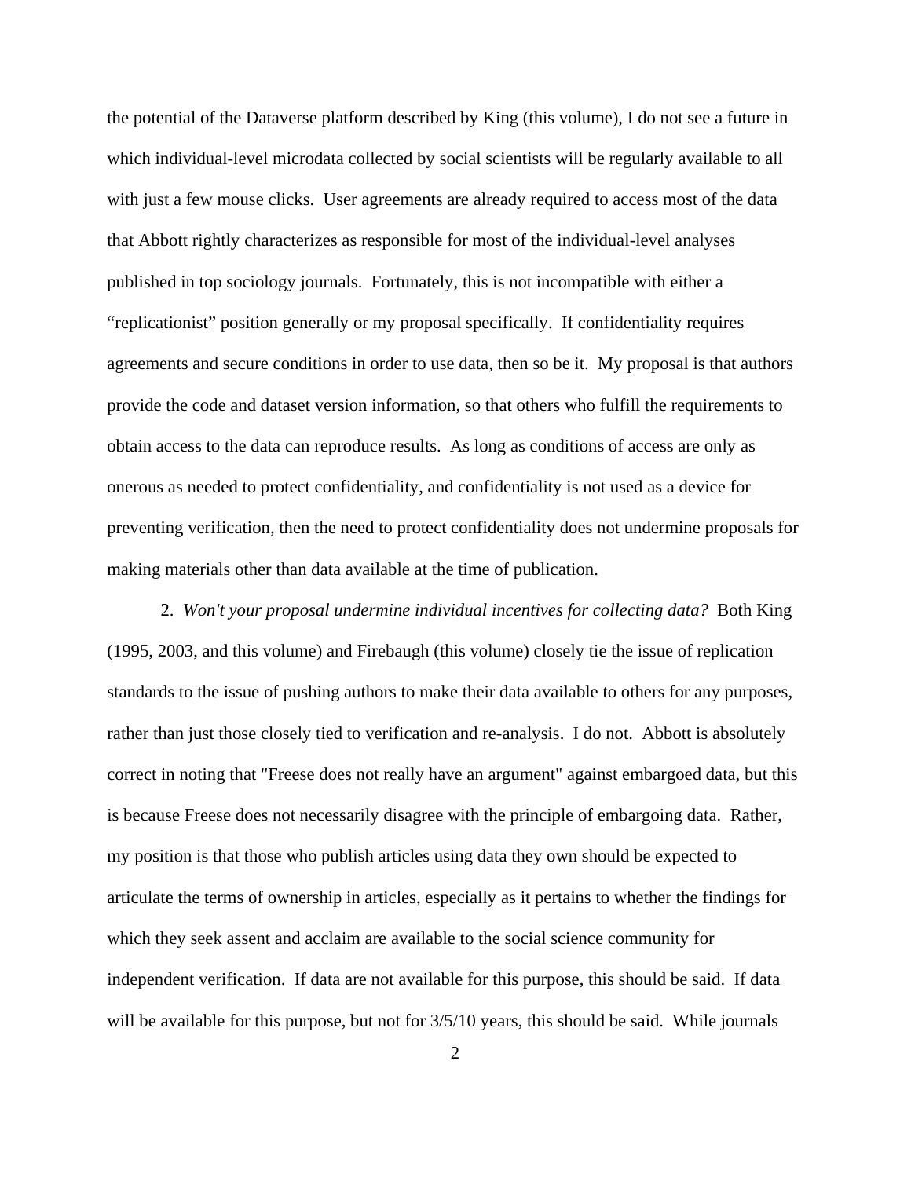the potential of the Dataverse platform described by King (this volume), I do not see a future in which individual-level microdata collected by social scientists will be regularly available to all with just a few mouse clicks. User agreements are already required to access most of the data that Abbott rightly characterizes as responsible for most of the individual-level analyses published in top sociology journals. Fortunately, this is not incompatible with either a "replicationist" position generally or my proposal specifically. If confidentiality requires agreements and secure conditions in order to use data, then so be it. My proposal is that authors provide the code and dataset version information, so that others who fulfill the requirements to obtain access to the data can reproduce results. As long as conditions of access are only as onerous as needed to protect confidentiality, and confidentiality is not used as a device for preventing verification, then the need to protect confidentiality does not undermine proposals for making materials other than data available at the time of publication.

2. *Won't your proposal undermine individual incentives for collecting data?* Both King (1995, 2003, and this volume) and Firebaugh (this volume) closely tie the issue of replication standards to the issue of pushing authors to make their data available to others for any purposes, rather than just those closely tied to verification and re-analysis. I do not. Abbott is absolutely correct in noting that "Freese does not really have an argument" against embargoed data, but this is because Freese does not necessarily disagree with the principle of embargoing data. Rather, my position is that those who publish articles using data they own should be expected to articulate the terms of ownership in articles, especially as it pertains to whether the findings for which they seek assent and acclaim are available to the social science community for independent verification. If data are not available for this purpose, this should be said. If data will be available for this purpose, but not for 3/5/10 years, this should be said. While journals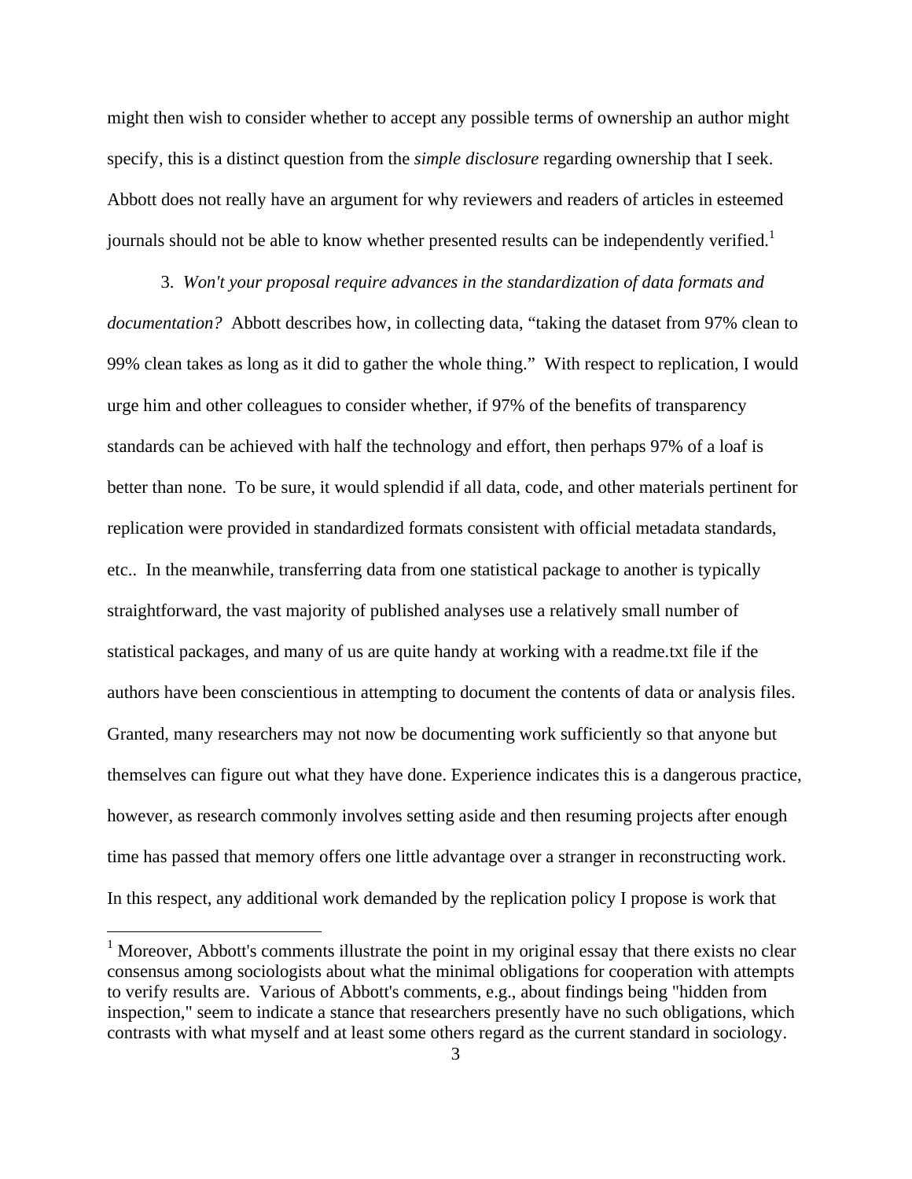might then wish to consider whether to accept any possible terms of ownership an author might specify, this is a distinct question from the *simple disclosure* regarding ownership that I seek. Abbott does not really have an argument for why reviewers and readers of articles in esteemed journals should not be able to know whether presented results can be independently verified.[1]

3. *Won't your proposal require advances in the standardization of data formats and documentation?* Abbott describes how, in collecting data, "taking the dataset from 97% clean to 99% clean takes as long as it did to gather the whole thing." With respect to replication, I would urge him and other colleagues to consider whether, if 97% of the benefits of transparency standards can be achieved with half the technology and effort, then perhaps 97% of a loaf is better than none. To be sure, it would splendid if all data, code, and other materials pertinent for replication were provided in standardized formats consistent with official metadata standards, etc.. In the meanwhile, transferring data from one statistical package to another is typically straightforward, the vast majority of published analyses use a relatively small number of statistical packages, and many of us are quite handy at working with a readme.txt file if the authors have been conscientious in attempting to document the contents of data or analysis files. Granted, many researchers may not now be documenting work sufficiently so that anyone but themselves can figure out what they have done. Experience indicates this is a dangerous practice, however, as research commonly involves setting aside and then resuming projects after enough time has passed that memory offers one little advantage over a stranger in reconstructing work. In this respect, any additional work demanded by the replication policy I propose is work that

[1] Moreover, Abbott's comments illustrate the point in my original essay that there exists no clear consensus among sociologists about what the minimal obligations for cooperation with attempts to verify results are. Various of Abbott's comments, e.g., about findings being "hidden from inspection," seem to indicate a stance that researchers presently have no such obligations, which contrasts with what myself and at least some others regard as the current standard in sociology.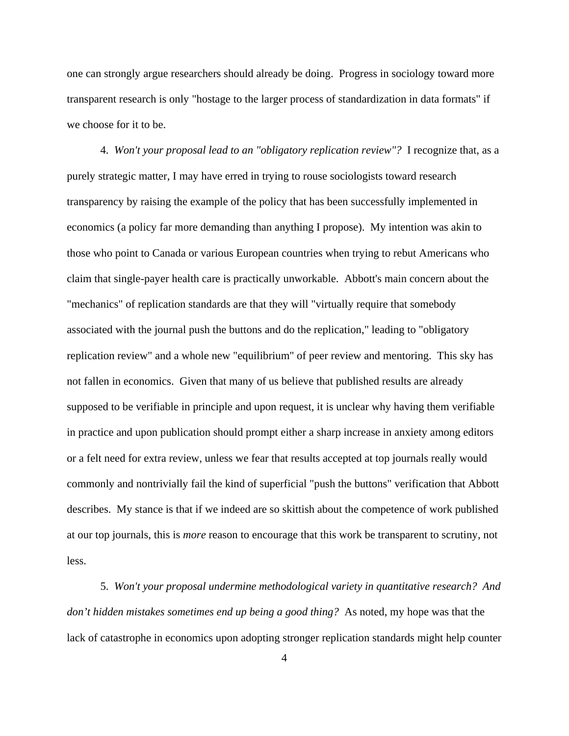one can strongly argue researchers should already be doing. Progress in sociology toward more transparent research is only "hostage to the larger process of standardization in data formats" if we choose for it to be.

4. *Won't your proposal lead to an "obligatory replication review"?* I recognize that, as a purely strategic matter, I may have erred in trying to rouse sociologists toward research transparency by raising the example of the policy that has been successfully implemented in economics (a policy far more demanding than anything I propose). My intention was akin to those who point to Canada or various European countries when trying to rebut Americans who claim that single-payer health care is practically unworkable. Abbott's main concern about the "mechanics" of replication standards are that they will "virtually require that somebody associated with the journal push the buttons and do the replication," leading to "obligatory replication review" and a whole new "equilibrium" of peer review and mentoring. This sky has not fallen in economics. Given that many of us believe that published results are already supposed to be verifiable in principle and upon request, it is unclear why having them verifiable in practice and upon publication should prompt either a sharp increase in anxiety among editors or a felt need for extra review, unless we fear that results accepted at top journals really would commonly and nontrivially fail the kind of superficial "push the buttons" verification that Abbott describes. My stance is that if we indeed are so skittish about the competence of work published at our top journals, this is *more* reason to encourage that this work be transparent to scrutiny, not less.

5. *Won't your proposal undermine methodological variety in quantitative research? And don't hidden mistakes sometimes end up being a good thing?* As noted, my hope was that the lack of catastrophe in economics upon adopting stronger replication standards might help counter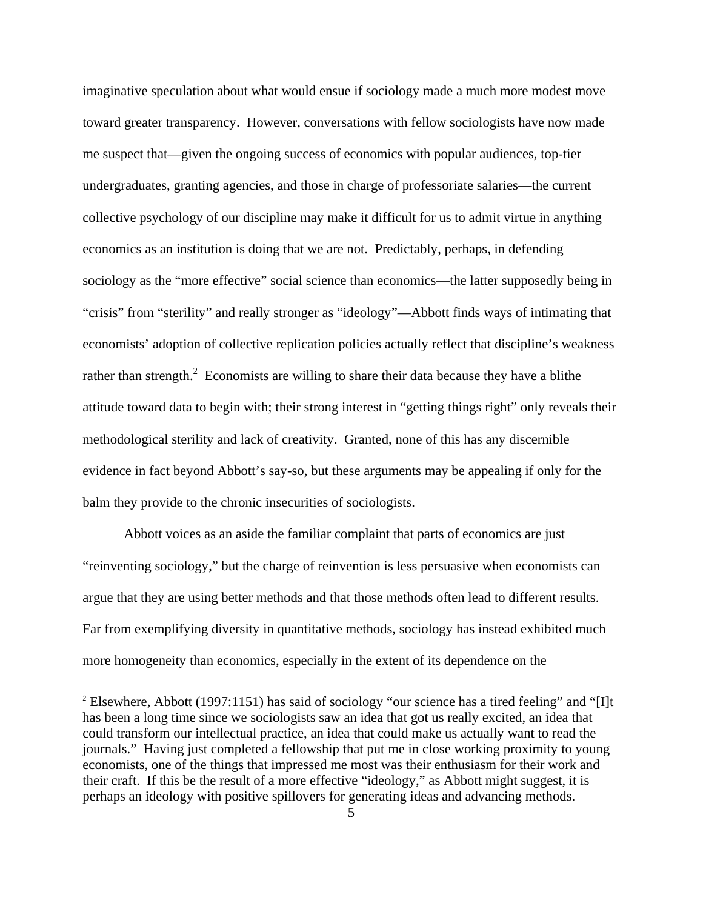imaginative speculation about what would ensue if sociology made a much more modest move toward greater transparency. However, conversations with fellow sociologists have now made me suspect that—given the ongoing success of economics with popular audiences, top-tier undergraduates, granting agencies, and those in charge of professoriate salaries—the current collective psychology of our discipline may make it difficult for us to admit virtue in anything economics as an institution is doing that we are not. Predictably, perhaps, in defending sociology as the "more effective" social science than economics—the latter supposedly being in "crisis" from "sterility" and really stronger as "ideology"—Abbott finds ways of intimating that economists' adoption of collective replication policies actually reflect that discipline's weakness rather than strength.[2] Economists are willing to share their data because they have a blithe attitude toward data to begin with; their strong interest in "getting things right" only reveals their methodological sterility and lack of creativity. Granted, none of this has any discernible evidence in fact beyond Abbott's say-so, but these arguments may be appealing if only for the balm they provide to the chronic insecurities of sociologists.

Abbott voices as an aside the familiar complaint that parts of economics are just "reinventing sociology," but the charge of reinvention is less persuasive when economists can argue that they are using better methods and that those methods often lead to different results. Far from exemplifying diversity in quantitative methods, sociology has instead exhibited much more homogeneity than economics, especially in the extent of its dependence on the

[2] Elsewhere, Abbott (1997:1151) has said of sociology "our science has a tired feeling" and "[I]t has been a long time since we sociologists saw an idea that got us really excited, an idea that could transform our intellectual practice, an idea that could make us actually want to read the journals." Having just completed a fellowship that put me in close working proximity to young economists, one of the things that impressed me most was their enthusiasm for their work and their craft. If this be the result of a more effective "ideology," as Abbott might suggest, it is perhaps an ideology with positive spillovers for generating ideas and advancing methods.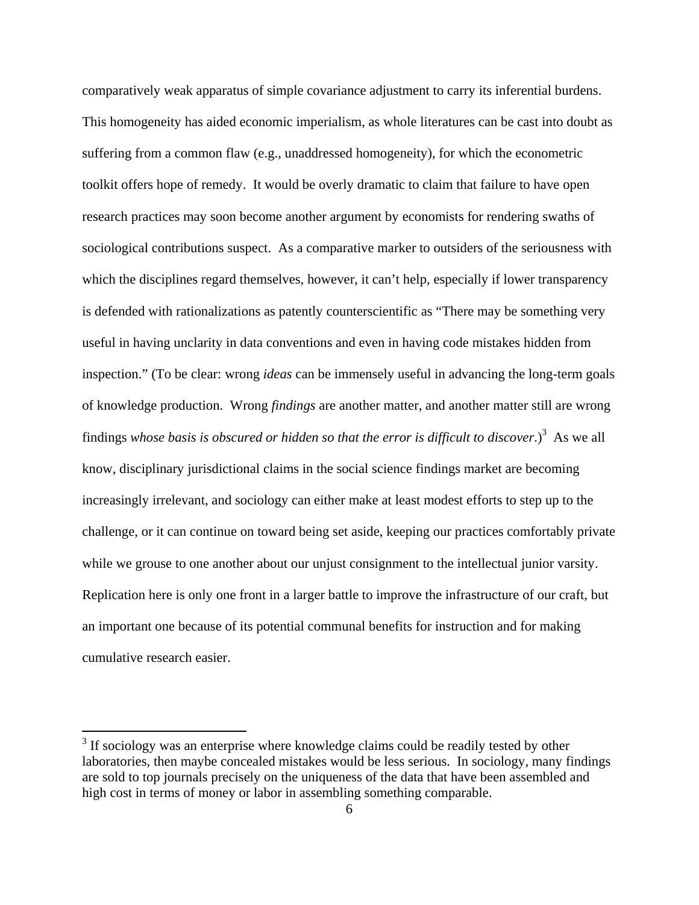comparatively weak apparatus of simple covariance adjustment to carry its inferential burdens. This homogeneity has aided economic imperialism, as whole literatures can be cast into doubt as suffering from a common flaw (e.g., unaddressed homogeneity), for which the econometric toolkit offers hope of remedy. It would be overly dramatic to claim that failure to have open research practices may soon become another argument by economists for rendering swaths of sociological contributions suspect. As a comparative marker to outsiders of the seriousness with which the disciplines regard themselves, however, it can't help, especially if lower transparency is defended with rationalizations as patently counterscientific as "There may be something very useful in having unclarity in data conventions and even in having code mistakes hidden from inspection." (To be clear: wrong *ideas* can be immensely useful in advancing the long-term goals of knowledge production. Wrong *findings* are another matter, and another matter still are wrong findings *whose basis is obscured or hidden so that the error is difficult to discover*.)[3] As we all know, disciplinary jurisdictional claims in the social science findings market are becoming increasingly irrelevant, and sociology can either make at least modest efforts to step up to the challenge, or it can continue on toward being set aside, keeping our practices comfortably private while we grouse to one another about our unjust consignment to the intellectual junior varsity. Replication here is only one front in a larger battle to improve the infrastructure of our craft, but an important one because of its potential communal benefits for instruction and for making cumulative research easier.

[3] If sociology was an enterprise where knowledge claims could be readily tested by other laboratories, then maybe concealed mistakes would be less serious. In sociology, many findings are sold to top journals precisely on the uniqueness of the data that have been assembled and high cost in terms of money or labor in assembling something comparable.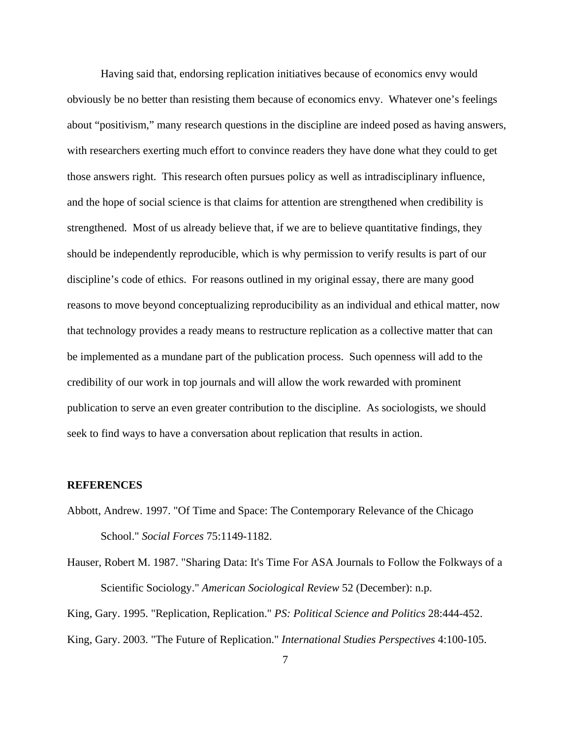Having said that, endorsing replication initiatives because of economics envy would obviously be no better than resisting them because of economics envy. Whatever one's feelings about "positivism," many research questions in the discipline are indeed posed as having answers, with researchers exerting much effort to convince readers they have done what they could to get those answers right. This research often pursues policy as well as intradisciplinary influence, and the hope of social science is that claims for attention are strengthened when credibility is strengthened. Most of us already believe that, if we are to believe quantitative findings, they should be independently reproducible, which is why permission to verify results is part of our discipline's code of ethics. For reasons outlined in my original essay, there are many good reasons to move beyond conceptualizing reproducibility as an individual and ethical matter, now that technology provides a ready means to restructure replication as a collective matter that can be implemented as a mundane part of the publication process. Such openness will add to the credibility of our work in top journals and will allow the work rewarded with prominent publication to serve an even greater contribution to the discipline. As sociologists, we should seek to find ways to have a conversation about replication that results in action.

**REFERENCES**

Abbott, Andrew. 1997. "Of Time and Space: The Contemporary Relevance of the Chicago School." *Social Forces* 75:1149-1182.

Hauser, Robert M. 1987. "Sharing Data: It's Time For ASA Journals to Follow the Folkways of a Scientific Sociology." *American Sociological Review* 52 (December): n.p.

King, Gary. 1995. "Replication, Replication." *PS: Political Science and Politics* 28:444-452.

King, Gary. 2003. "The Future of Replication." *International Studies Perspectives* 4:100-105.